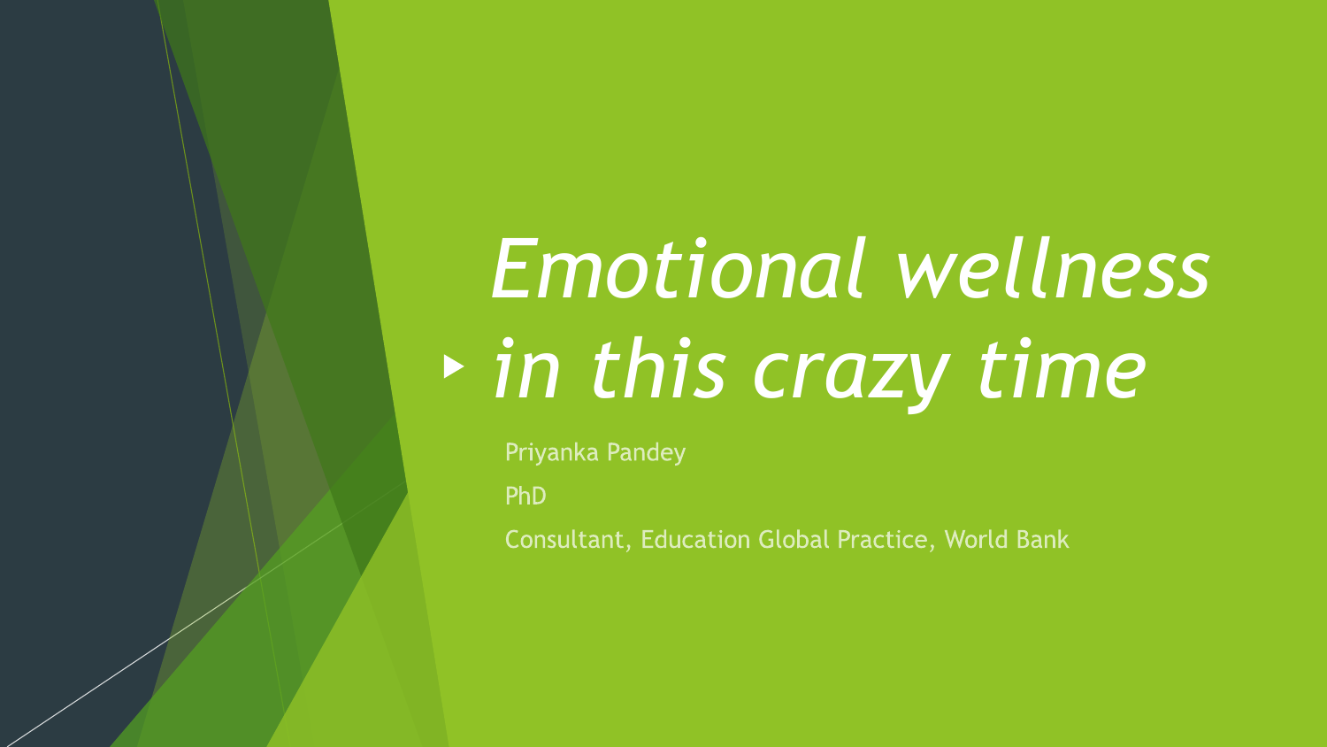# *Emotional wellness in this crazy time*

Priyanka Pandey

PhD

Consultant, Education Global Practice, World Bank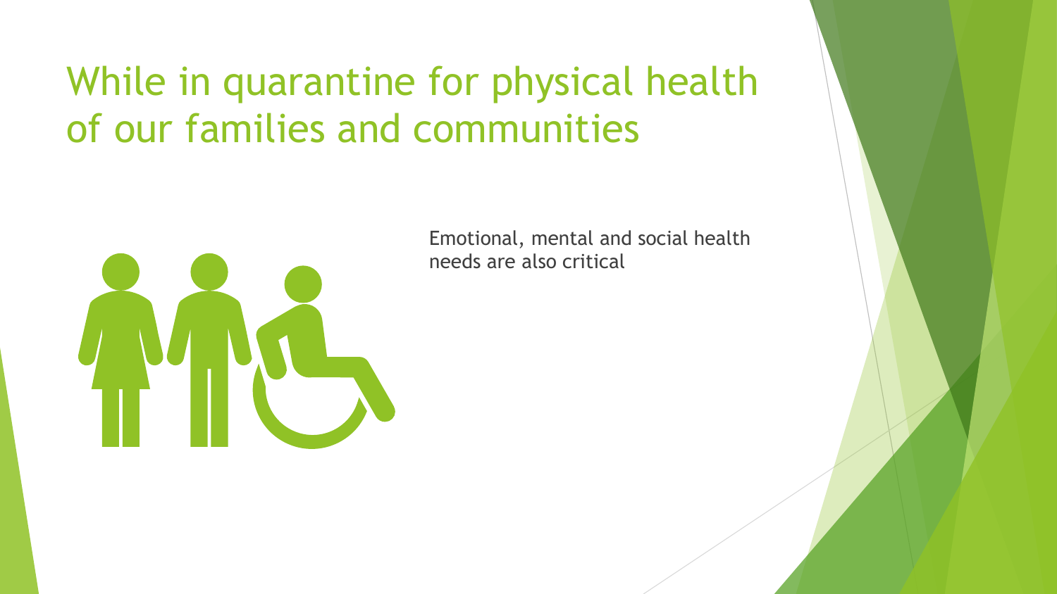# While in quarantine for physical health of our families and communities

Emotional, mental and social health needs are also critical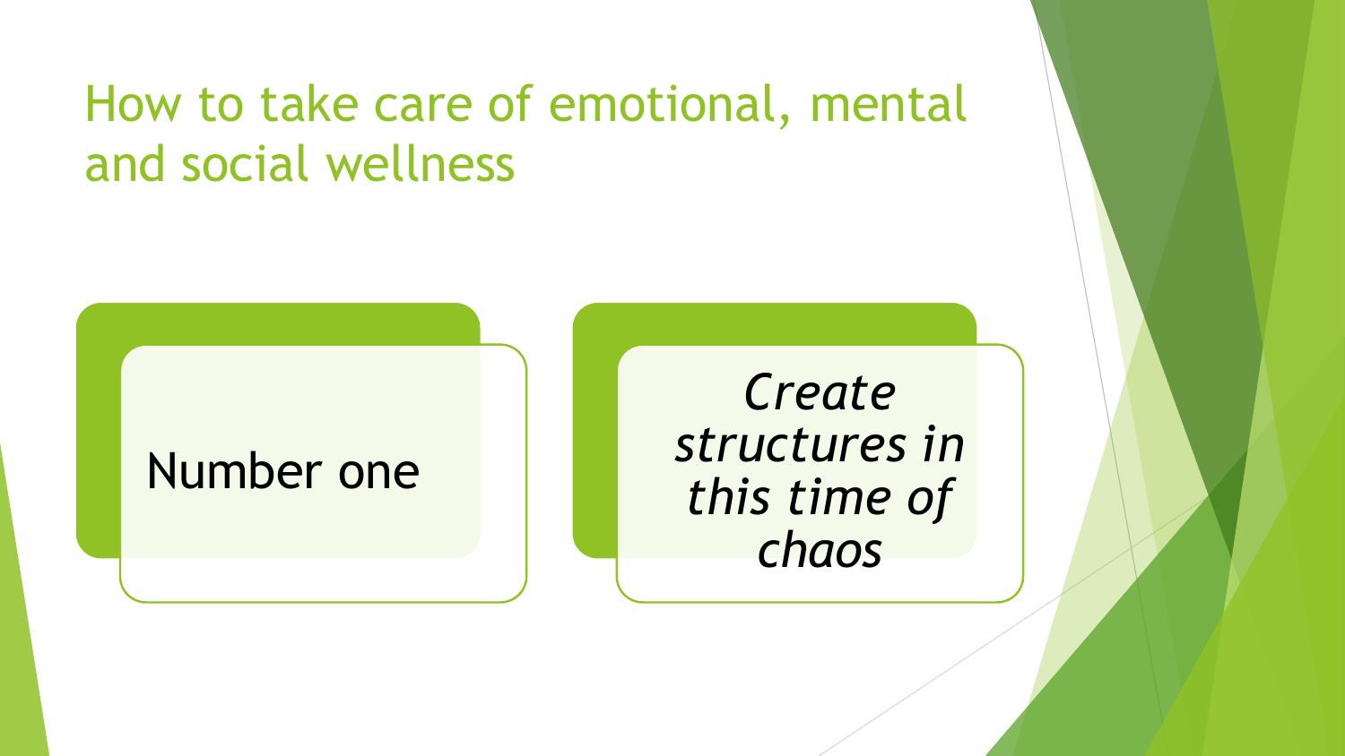# How to take care of emotional, mental and social wellness

Number one

*Create structures in this time of chaos*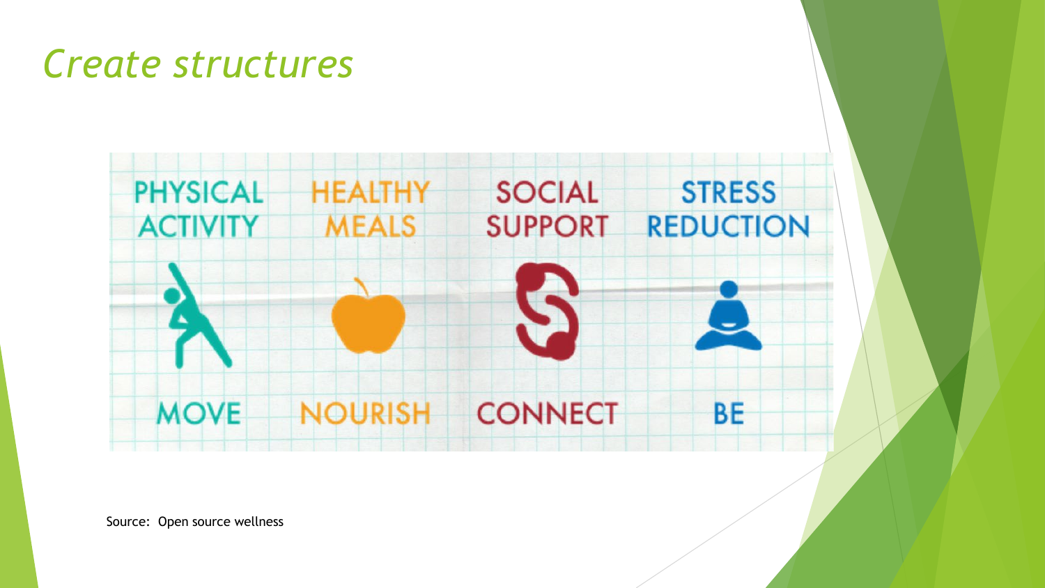# *Create structures*

| PHYSICAL ACTIVITY | HEALTHY MEALS | SOCIAL SUPPORT | STRESS REDUCTION |
| --- | --- | --- | --- |
| MOVE | NOURISH | CONNECT | BE |

Source: Open source wellness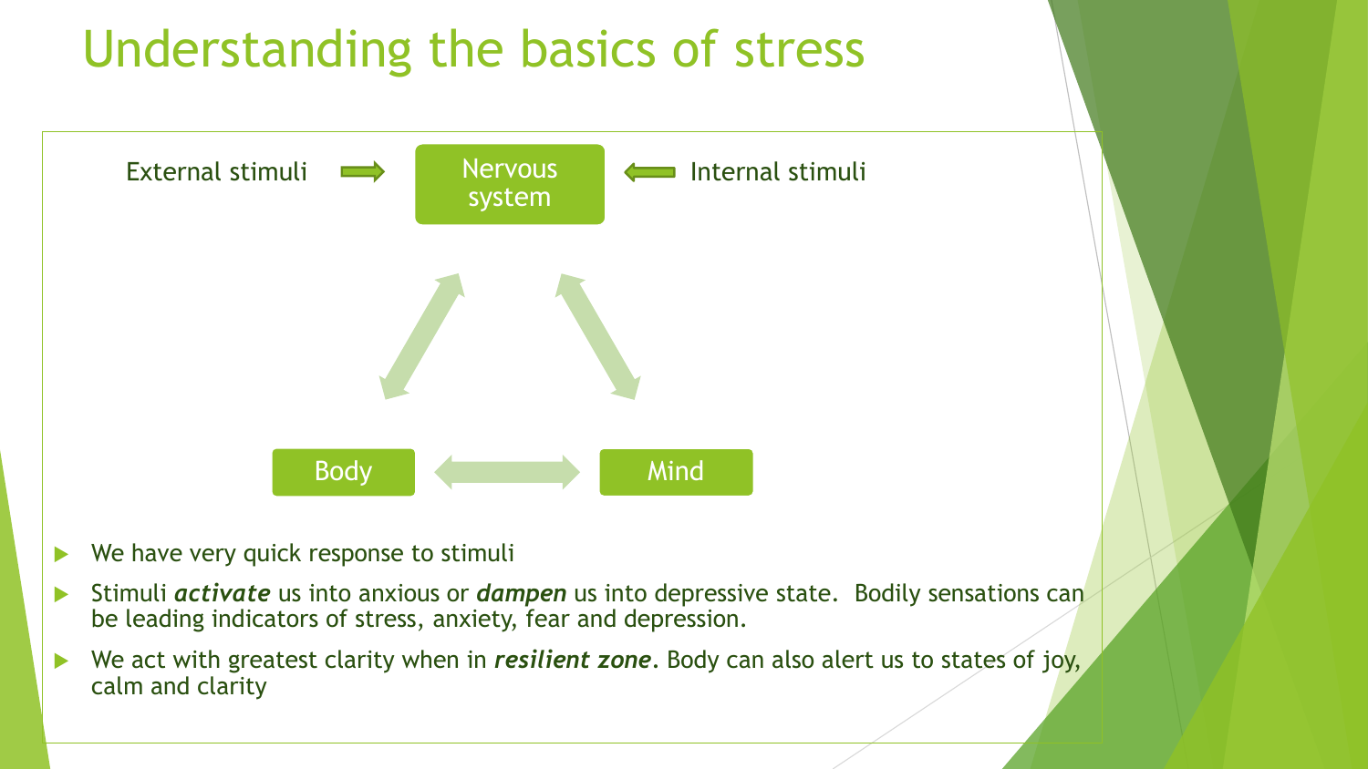# Understanding the basics of stress

External stimuli → Nervous system ← Internal stimuli

Body

Mind

- We have very quick response to stimuli
- Stimuli ***activate*** us into anxious or ***dampen*** us into depressive state. Bodily sensations can be leading indicators of stress, anxiety, fear and depression.
- We act with greatest clarity when in ***resilient zone***. Body can also alert us to states of joy, calm and clarity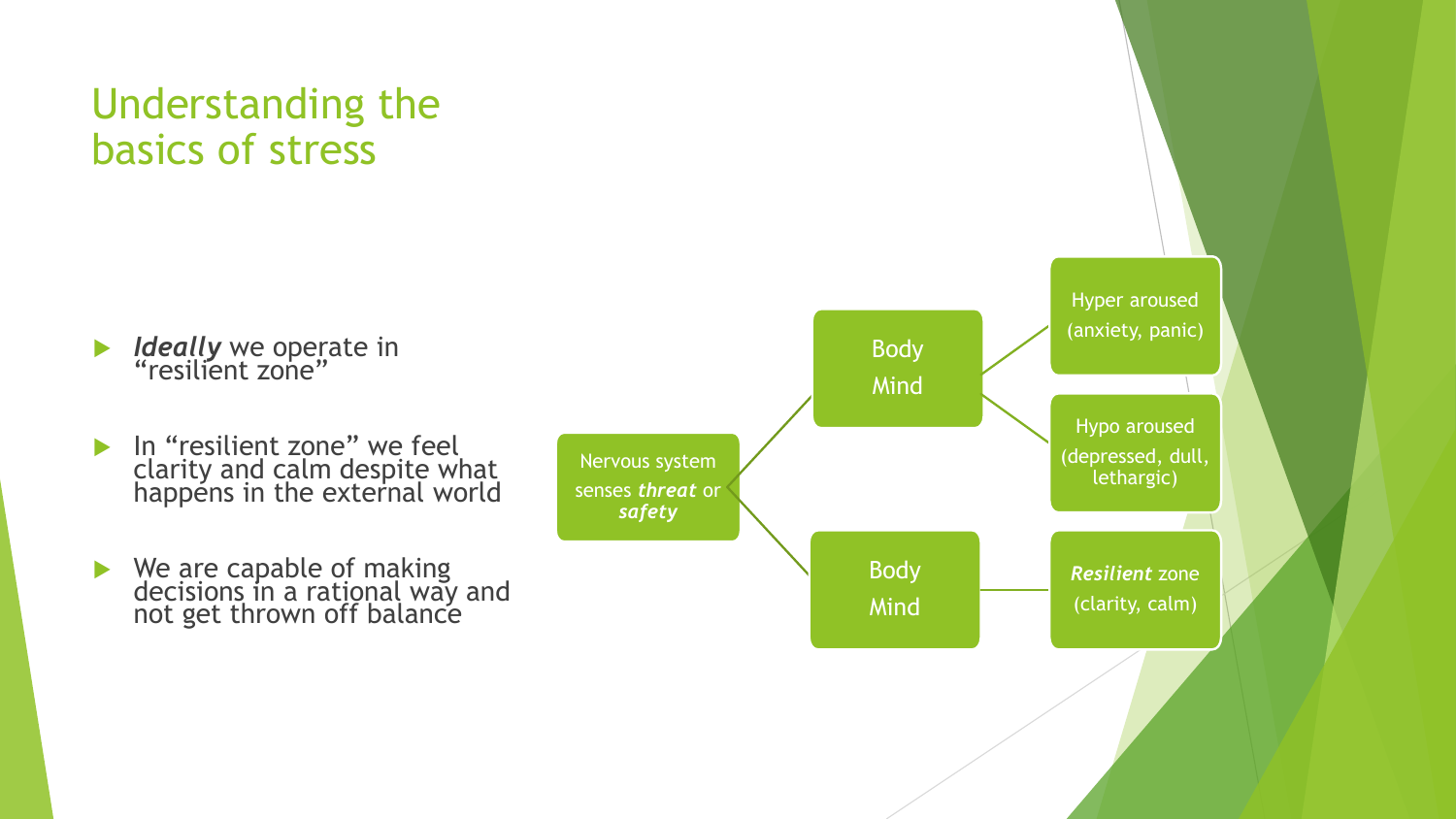# Understanding the basics of stress

- ***Ideally*** we operate in "resilient zone"
- In "resilient zone" we feel clarity and calm despite what happens in the external world
- We are capable of making decisions in a rational way and not get thrown off balance

Nervous system senses ***threat*** or ***safety***

Body
Mind

Hyper aroused (anxiety, panic)

Hypo aroused (depressed, dull, lethargic)

Body
Mind

***Resilient*** zone (clarity, calm)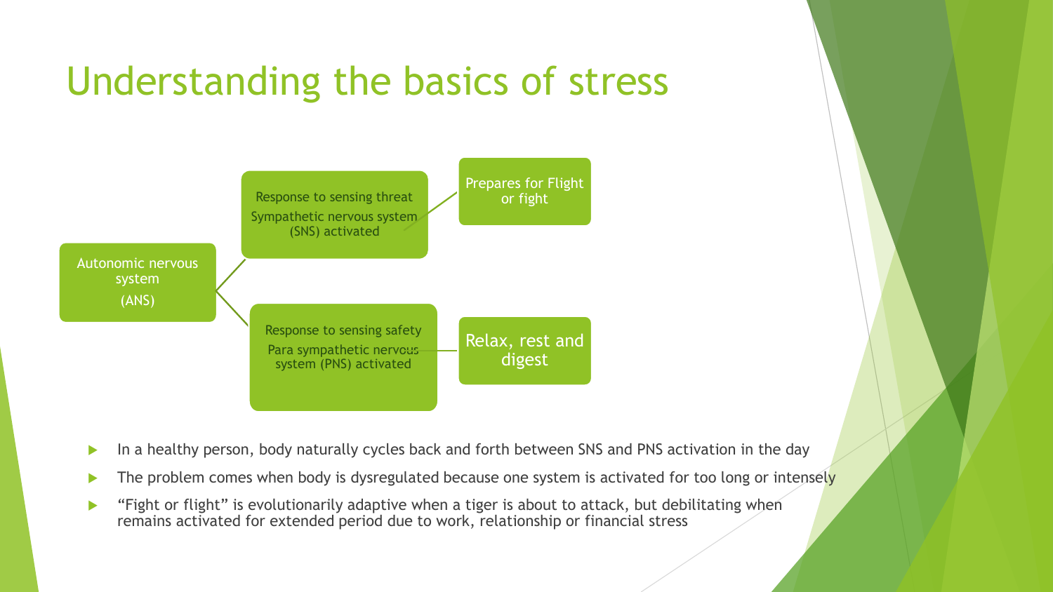# Understanding the basics of stress

- Autonomic nervous system (ANS)
  - Response to sensing threat — Sympathetic nervous system (SNS) activated
    - Prepares for Flight or fight
  - Response to sensing safety — Para sympathetic nervous system (PNS) activated
    - Relax, rest and digest

- In a healthy person, body naturally cycles back and forth between SNS and PNS activation in the day
- The problem comes when body is dysregulated because one system is activated for too long or intensely
- “Fight or flight” is evolutionarily adaptive when a tiger is about to attack, but debilitating when remains activated for extended period due to work, relationship or financial stress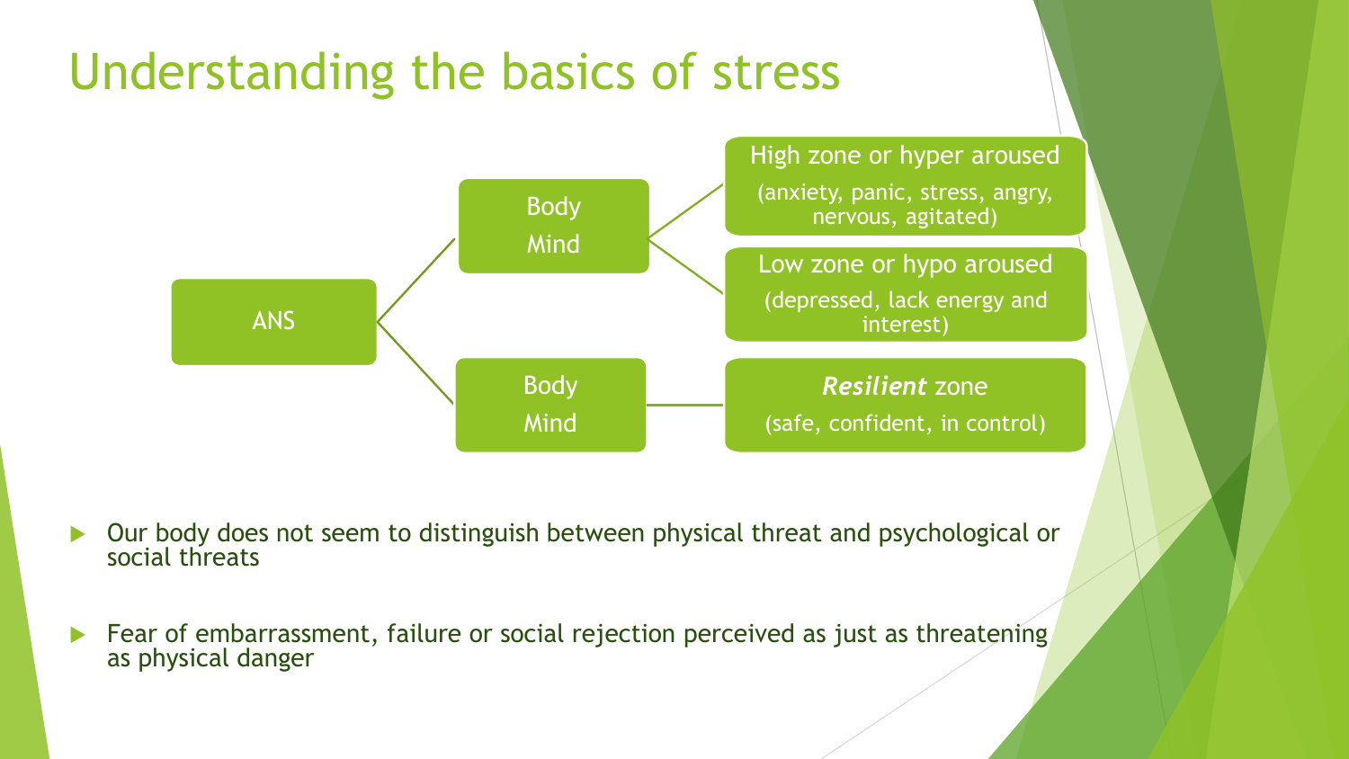# Understanding the basics of stress

- ANS
  - Body / Mind
    - High zone or hyper aroused (anxiety, panic, stress, angry, nervous, agitated)
    - Low zone or hypo aroused (depressed, lack energy and interest)
  - Body / Mind
    - ***Resilient*** zone (safe, confident, in control)

- Our body does not seem to distinguish between physical threat and psychological or social threats
- Fear of embarrassment, failure or social rejection perceived as just as threatening as physical danger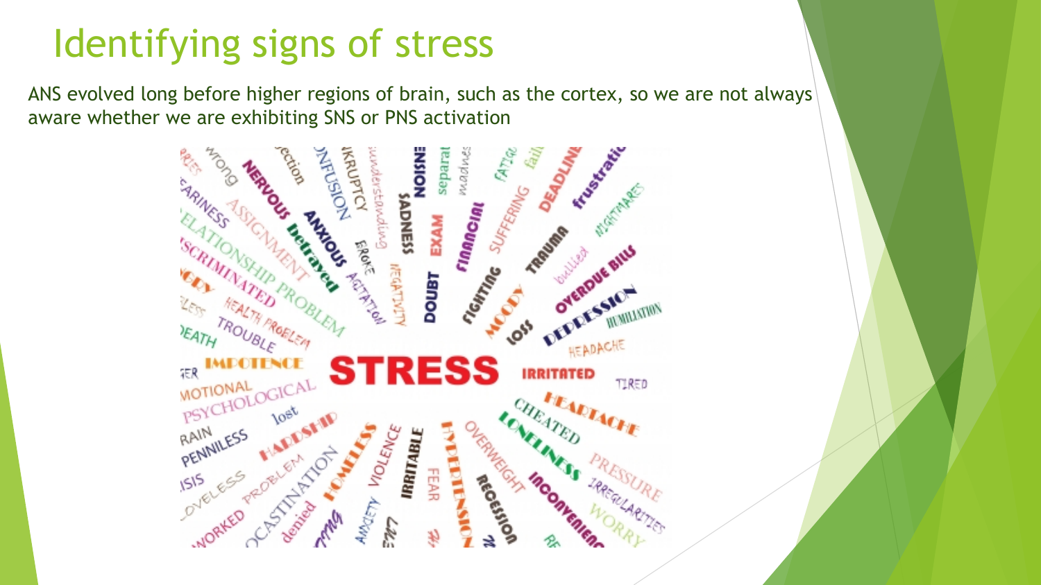# Identifying signs of stress

ANS evolved long before higher regions of brain, such as the cortex, so we are not always aware whether we are exhibiting SNS or PNS activation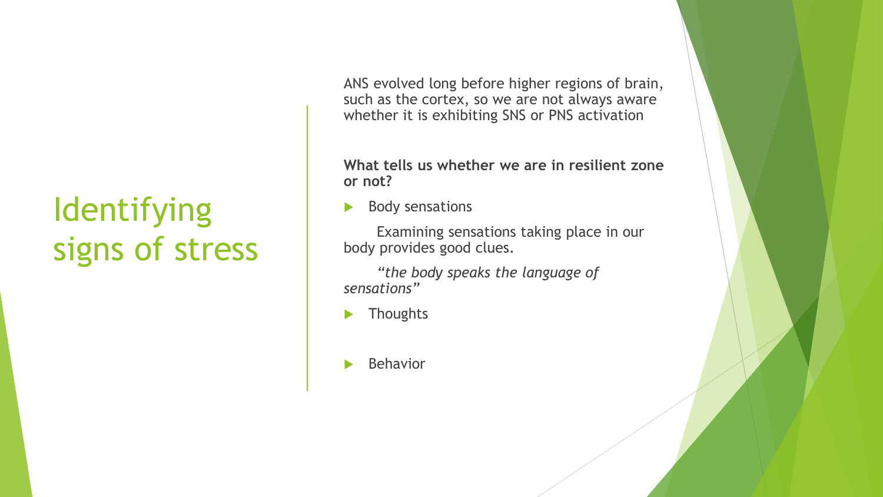# Identifying signs of stress

ANS evolved long before higher regions of brain, such as the cortex, so we are not always aware whether it is exhibiting SNS or PNS activation

**What tells us whether we are in resilient zone or not?**

- Body sensations

  Examining sensations taking place in our body provides good clues.

  *"the body speaks the language of sensations"*

- Thoughts

- Behavior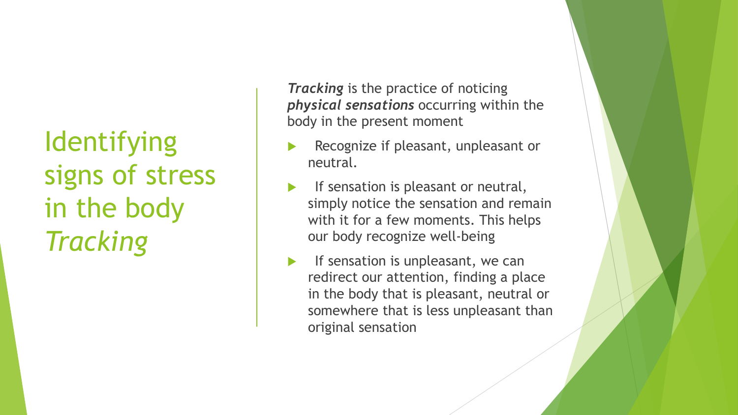# Identifying signs of stress in the body *Tracking*

***Tracking*** is the practice of noticing ***physical sensations*** occurring within the body in the present moment

- Recognize if pleasant, unpleasant or neutral.
- If sensation is pleasant or neutral, simply notice the sensation and remain with it for a few moments. This helps our body recognize well-being
- If sensation is unpleasant, we can redirect our attention, finding a place in the body that is pleasant, neutral or somewhere that is less unpleasant than original sensation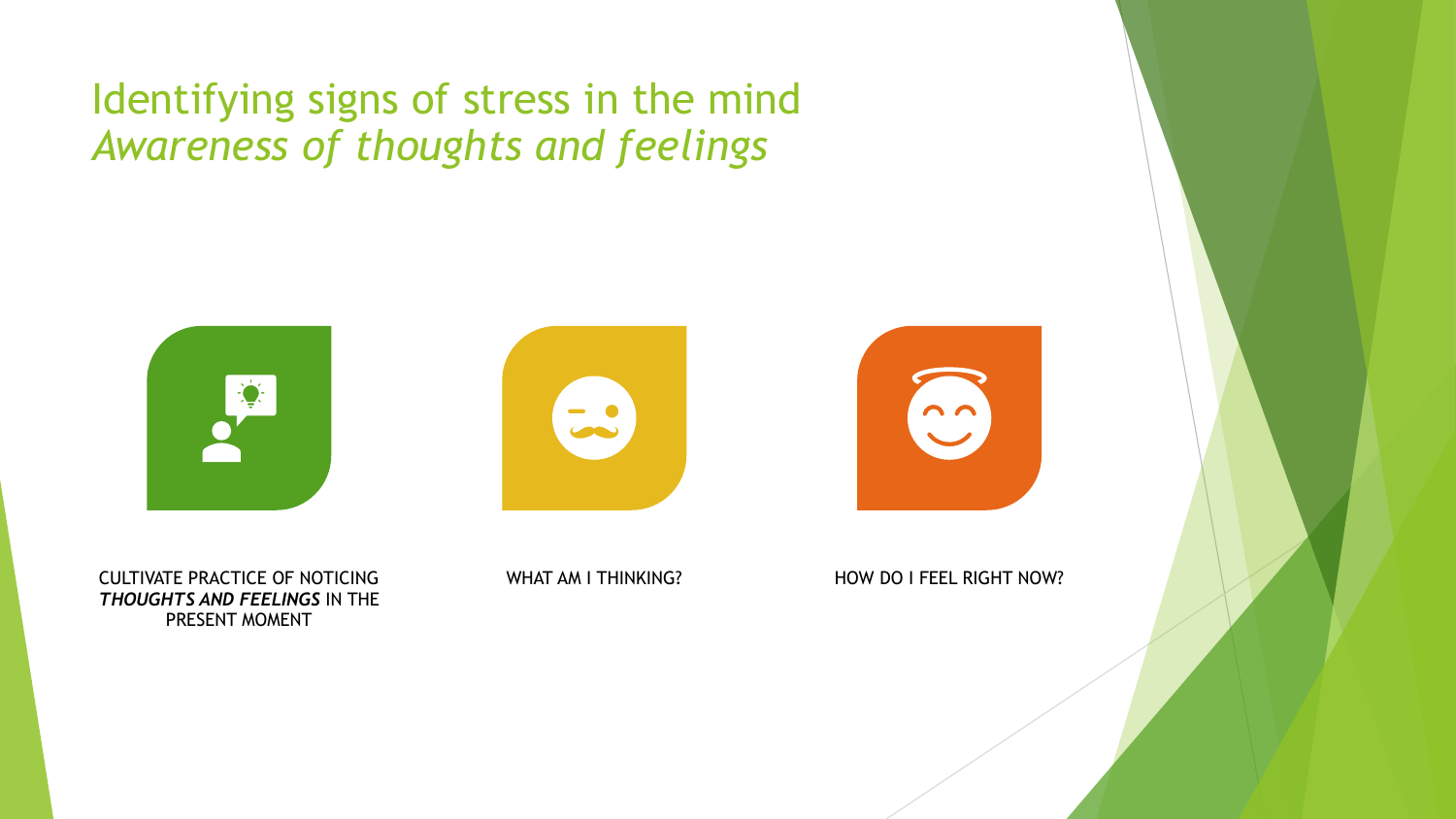# Identifying signs of stress in the mind
## *Awareness of thoughts and feelings*

CULTIVATE PRACTICE OF NOTICING ***THOUGHTS AND FEELINGS*** IN THE PRESENT MOMENT

WHAT AM I THINKING?

HOW DO I FEEL RIGHT NOW?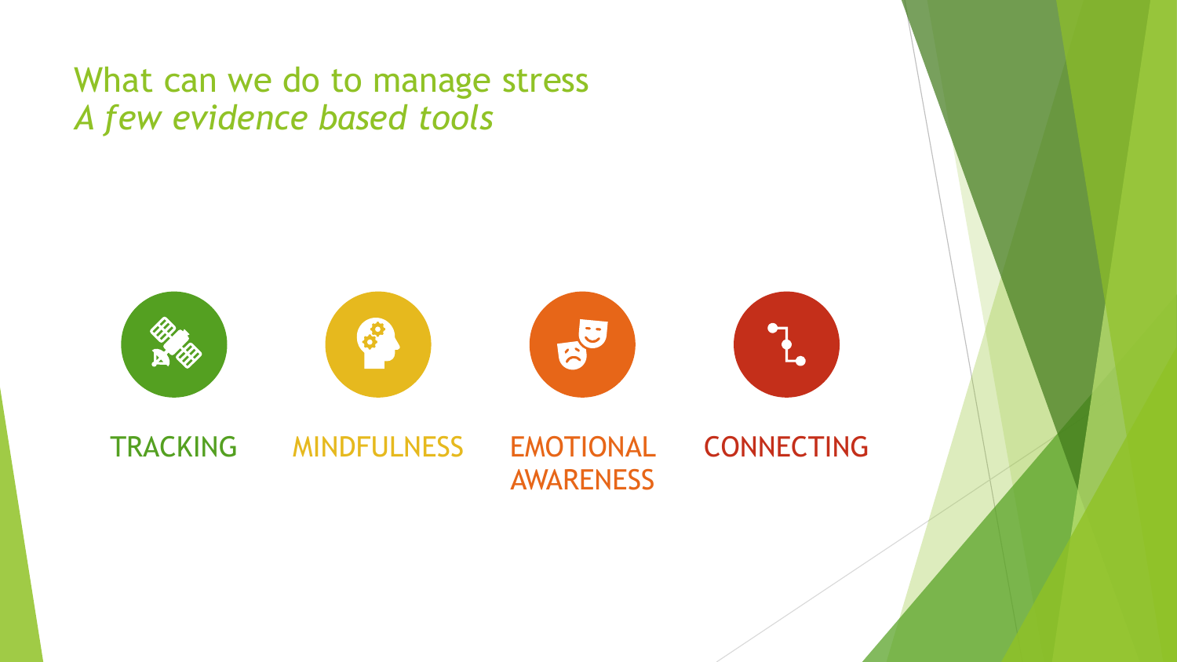# What can we do to manage stress

*A few evidence based tools*

- TRACKING
- MINDFULNESS
- EMOTIONAL AWARENESS
- CONNECTING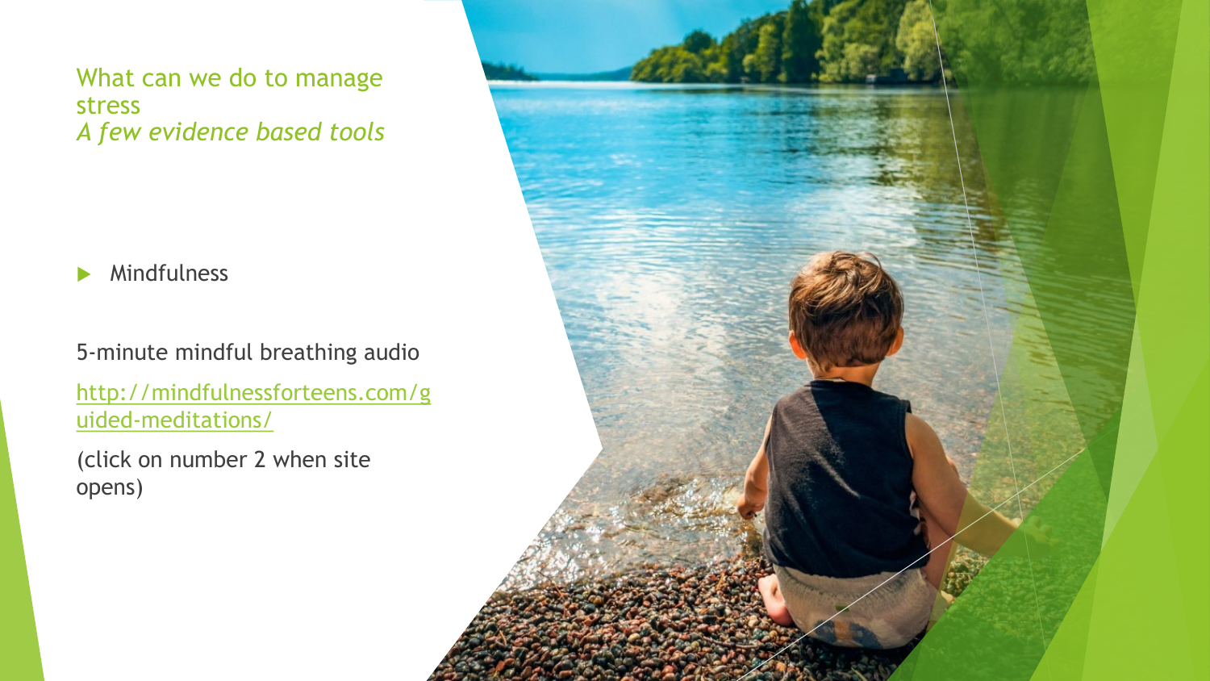## What can we do to manage stress
*A few evidence based tools*

- Mindfulness

5-minute mindful breathing audio

[http://mindfulnessforteens.com/guided-meditations/](http://mindfulnessforteens.com/guided-meditations/)

(click on number 2 when site opens)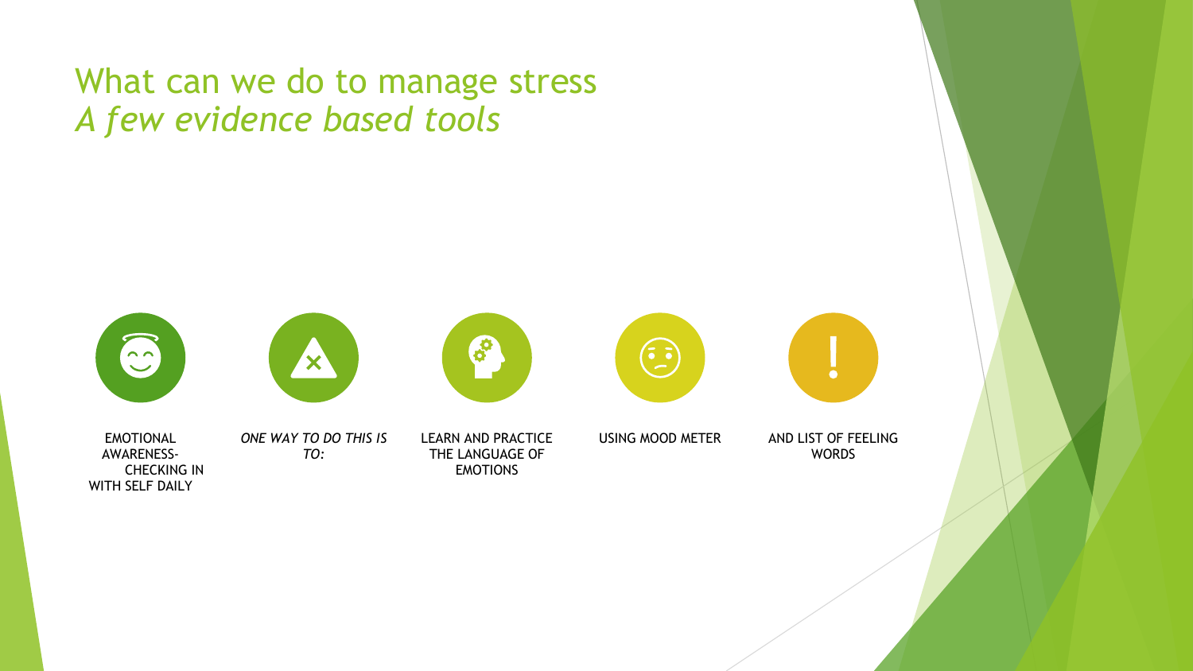# What can we do to manage stress
*A few evidence based tools*

- EMOTIONAL AWARENESS- CHECKING IN WITH SELF DAILY
- *ONE WAY TO DO THIS IS TO:*
- LEARN AND PRACTICE THE LANGUAGE OF EMOTIONS
- USING MOOD METER
- AND LIST OF FEELING WORDS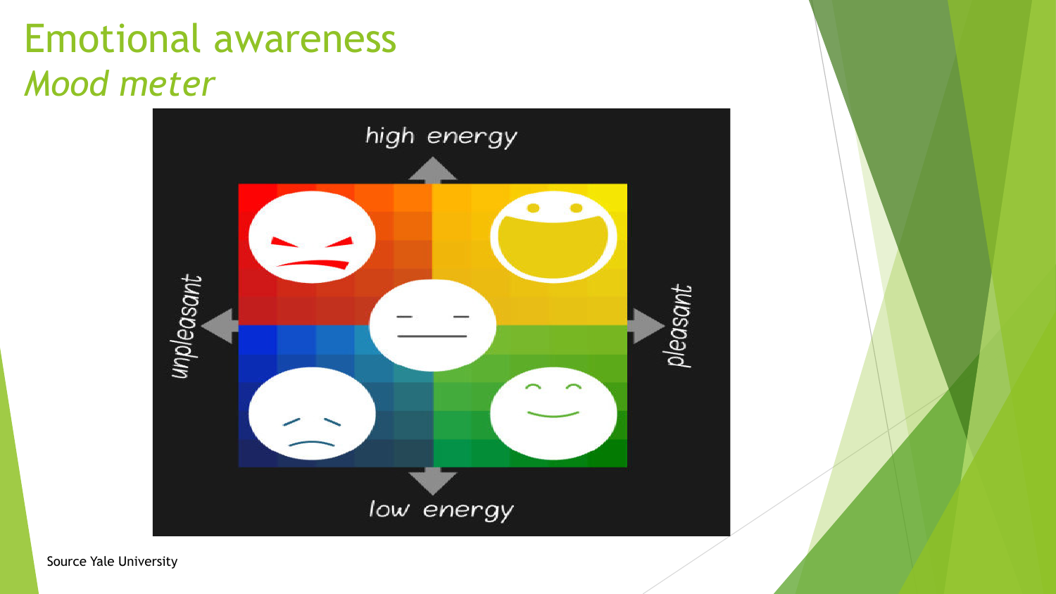# Emotional awareness

## *Mood meter*

high energy

unpleasant

pleasant

low energy

Source Yale University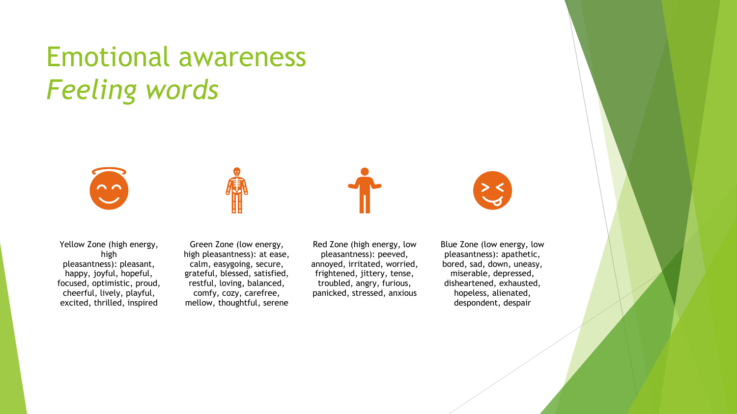# Emotional awareness
## *Feeling words*

Yellow Zone (high energy, high pleasantness): pleasant, happy, joyful, hopeful, focused, optimistic, proud, cheerful, lively, playful, excited, thrilled, inspired

Green Zone (low energy, high pleasantness): at ease, calm, easygoing, secure, grateful, blessed, satisfied, restful, loving, balanced, comfy, cozy, carefree, mellow, thoughtful, serene

Red Zone (high energy, low pleasantness): peeved, annoyed, irritated, worried, frightened, jittery, tense, troubled, angry, furious, panicked, stressed, anxious

Blue Zone (low energy, low pleasantness): apathetic, bored, sad, down, uneasy, miserable, depressed, disheartened, exhausted, hopeless, alienated, despondent, despair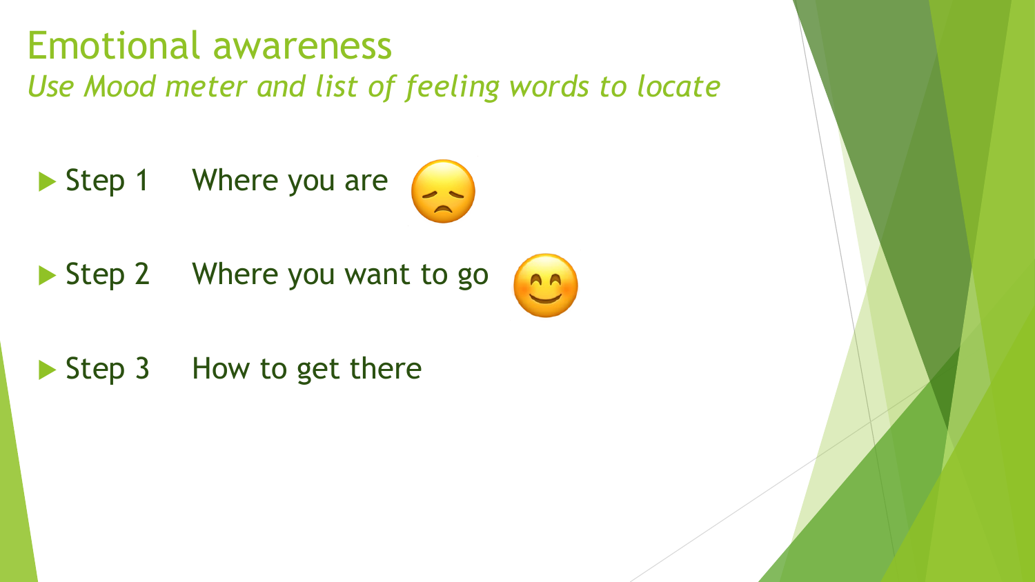# Emotional awareness

*Use Mood meter and list of feeling words to locate*

- Step 1 Where you are 😞
- Step 2 Where you want to go 😊
- Step 3 How to get there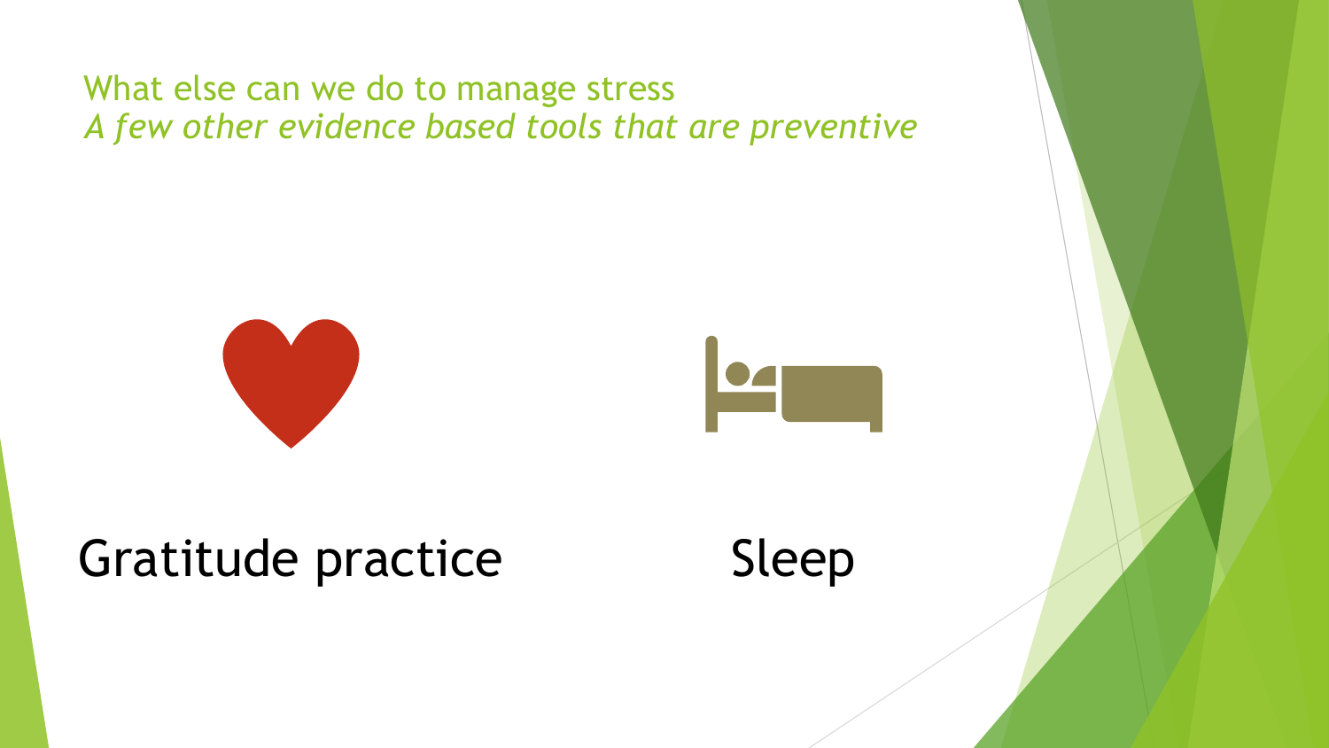## What else can we do to manage stress

*A few other evidence based tools that are preventive*

Gratitude practice

Sleep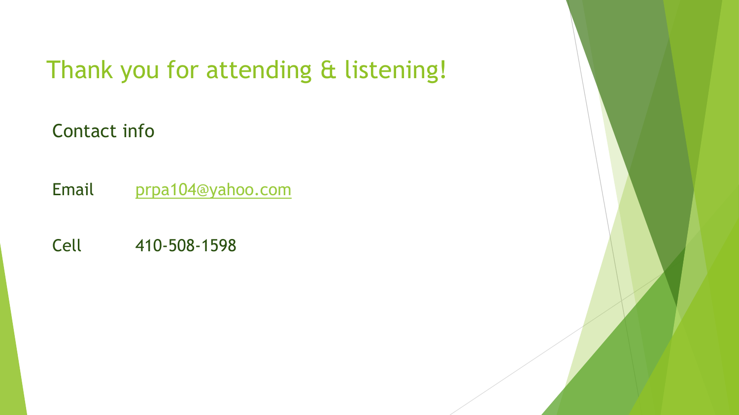# Thank you for attending & listening!

Contact info

Email prpa104@yahoo.com

Cell 410-508-1598